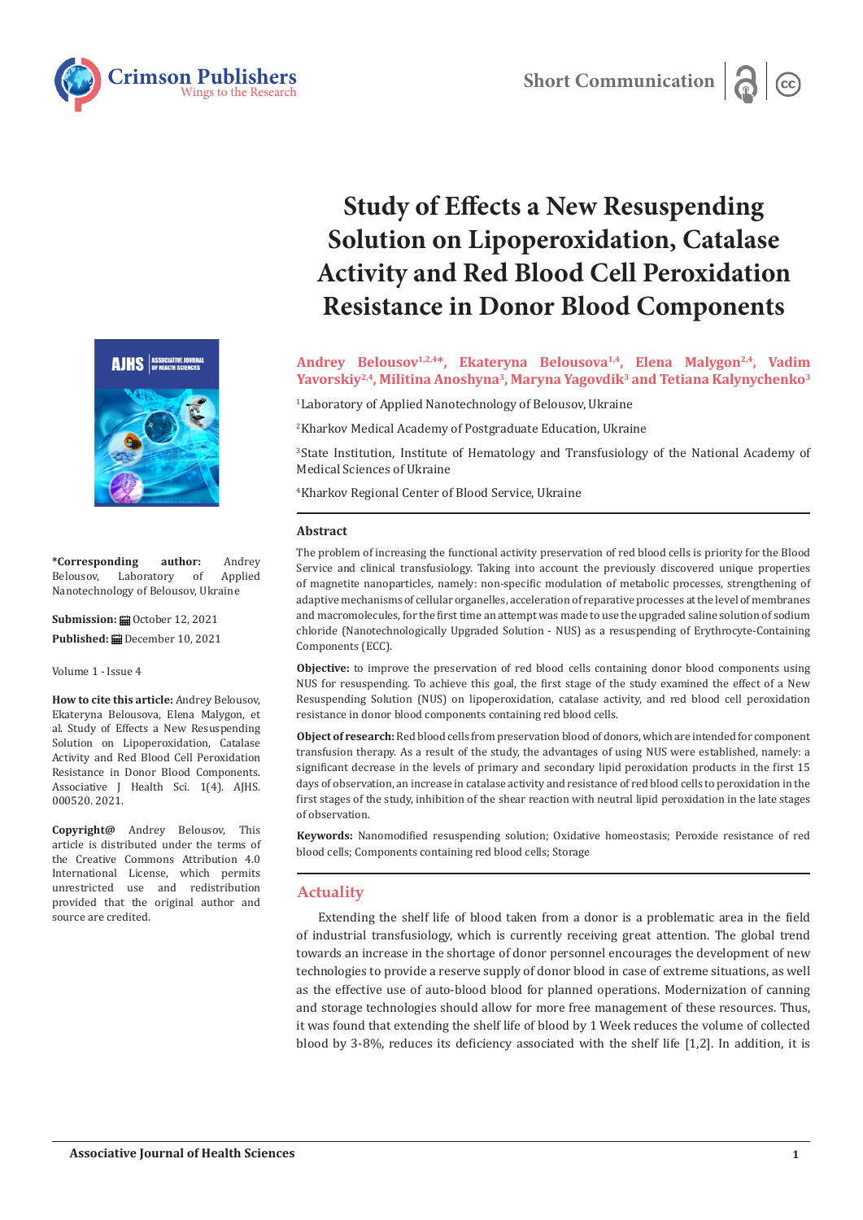Short Communication

# Study of Effects a New Resuspending Solution on Lipoperoxidation, Catalase Activity and Red Blood Cell Peroxidation Resistance in Donor Blood Components

**Andrey Belousov[1,2,4*], Ekateryna Belousova[1,4], Elena Malygon[2,4], Vadim Yavorskiy[2,4], Militina Anoshyna[3], Maryna Yagovdik[3] and Tetiana Kalynychenko[3]**

[1]Laboratory of Applied Nanotechnology of Belousov, Ukraine

[2]Kharkov Medical Academy of Postgraduate Education, Ukraine

[3]State Institution, Institute of Hematology and Transfusiology of the National Academy of Medical Sciences of Ukraine

[4]Kharkov Regional Center of Blood Service, Ukraine

**\*Corresponding author:** Andrey Belousov, Laboratory of Applied Nanotechnology of Belousov, Ukraine

**Submission:** October 12, 2021

**Published:** December 10, 2021

Volume 1 - Issue 4

**How to cite this article:** Andrey Belousov, Ekateryna Belousova, Elena Malygon, et al. Study of Effects a New Resuspending Solution on Lipoperoxidation, Catalase Activity and Red Blood Cell Peroxidation Resistance in Donor Blood Components. Associative J Health Sci. 1(4). AJHS. 000520. 2021.

**Copyright@** Andrey Belousov, This article is distributed under the terms of the Creative Commons Attribution 4.0 International License, which permits unrestricted use and redistribution provided that the original author and source are credited.

### Abstract

The problem of increasing the functional activity preservation of red blood cells is priority for the Blood Service and clinical transfusiology. Taking into account the previously discovered unique properties of magnetite nanoparticles, namely: non-specific modulation of metabolic processes, strengthening of adaptive mechanisms of cellular organelles, acceleration of reparative processes at the level of membranes and macromolecules, for the first time an attempt was made to use the upgraded saline solution of sodium chloride (Nanotechnologically Upgraded Solution - NUS) as a resuspending of Erythrocyte-Containing Components (ECC).

**Objective:** to improve the preservation of red blood cells containing donor blood components using NUS for resuspending. To achieve this goal, the first stage of the study examined the effect of a New Resuspending Solution (NUS) on lipoperoxidation, catalase activity, and red blood cell peroxidation resistance in donor blood components containing red blood cells.

**Object of research:** Red blood cells from preservation blood of donors, which are intended for component transfusion therapy. As a result of the study, the advantages of using NUS were established, namely: a significant decrease in the levels of primary and secondary lipid peroxidation products in the first 15 days of observation, an increase in catalase activity and resistance of red blood cells to peroxidation in the first stages of the study, inhibition of the shear reaction with neutral lipid peroxidation in the late stages of observation.

**Keywords:** Nanomodified resuspending solution; Oxidative homeostasis; Peroxide resistance of red blood cells; Components containing red blood cells; Storage

## Actuality

Extending the shelf life of blood taken from a donor is a problematic area in the field of industrial transfusiology, which is currently receiving great attention. The global trend towards an increase in the shortage of donor personnel encourages the development of new technologies to provide a reserve supply of donor blood in case of extreme situations, as well as the effective use of auto-blood blood for planned operations. Modernization of canning and storage technologies should allow for more free management of these resources. Thus, it was found that extending the shelf life of blood by 1 Week reduces the volume of collected blood by 3-8%, reduces its deficiency associated with the shelf life [1,2]. In addition, it is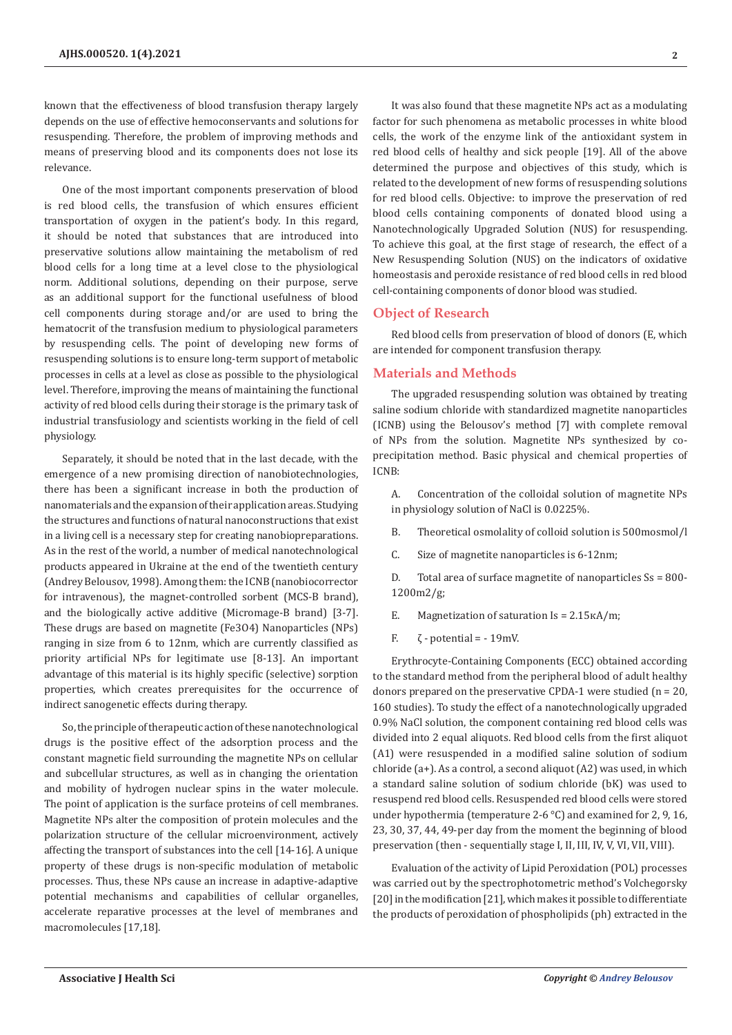known that the effectiveness of blood transfusion therapy largely depends on the use of effective hemoconservants and solutions for resuspending. Therefore, the problem of improving methods and means of preserving blood and its components does not lose its relevance.

One of the most important components preservation of blood is red blood cells, the transfusion of which ensures efficient transportation of oxygen in the patient's body. In this regard, it should be noted that substances that are introduced into preservative solutions allow maintaining the metabolism of red blood cells for a long time at a level close to the physiological norm. Additional solutions, depending on their purpose, serve as an additional support for the functional usefulness of blood cell components during storage and/or are used to bring the hematocrit of the transfusion medium to physiological parameters by resuspending cells. The point of developing new forms of resuspending solutions is to ensure long-term support of metabolic processes in cells at a level as close as possible to the physiological level. Therefore, improving the means of maintaining the functional activity of red blood cells during their storage is the primary task of industrial transfusiology and scientists working in the field of cell physiology.

Separately, it should be noted that in the last decade, with the emergence of a new promising direction of nanobiotechnologies, there has been a significant increase in both the production of nanomaterials and the expansion of their application areas. Studying the structures and functions of natural nanoconstructions that exist in a living cell is a necessary step for creating nanobiopreparations. As in the rest of the world, a number of medical nanotechnological products appeared in Ukraine at the end of the twentieth century (Andrey Belousov, 1998). Among them: the ICNB (nanobiocorrector for intravenous), the magnet-controlled sorbent (MCS-B brand), and the biologically active additive (Micromage-B brand) [3-7]. These drugs are based on magnetite ($Fe_3O_4$) Nanoparticles (NPs) ranging in size from 6 to 12nm, which are currently classified as priority artificial NPs for legitimate use [8-13]. An important advantage of this material is its highly specific (selective) sorption properties, which creates prerequisites for the occurrence of indirect sanogenetic effects during therapy.

So, the principle of therapeutic action of these nanotechnological drugs is the positive effect of the adsorption process and the constant magnetic field surrounding the magnetite NPs on cellular and subcellular structures, as well as in changing the orientation and mobility of hydrogen nuclear spins in the water molecule. The point of application is the surface proteins of cell membranes. Magnetite NPs alter the composition of protein molecules and the polarization structure of the cellular microenvironment, actively affecting the transport of substances into the cell [14-16]. A unique property of these drugs is non-specific modulation of metabolic processes. Thus, these NPs cause an increase in adaptive-adaptive potential mechanisms and capabilities of cellular organelles, accelerate reparative processes at the level of membranes and macromolecules [17,18].

It was also found that these magnetite NPs act as a modulating factor for such phenomena as metabolic processes in white blood cells, the work of the enzyme link of the antioxidant system in red blood cells of healthy and sick people [19]. All of the above determined the purpose and objectives of this study, which is related to the development of new forms of resuspending solutions for red blood cells. Objective: to improve the preservation of red blood cells containing components of donated blood using a Nanotechnologically Upgraded Solution (NUS) for resuspending. To achieve this goal, at the first stage of research, the effect of a New Resuspending Solution (NUS) on the indicators of oxidative homeostasis and peroxide resistance of red blood cells in red blood cell-containing components of donor blood was studied.

## Object of Research

Red blood cells from preservation of blood of donors (E, which are intended for component transfusion therapy.

## Materials and Methods

The upgraded resuspending solution was obtained by treating saline sodium chloride with standardized magnetite nanoparticles (ICNB) using the Belousov's method [7] with complete removal of NPs from the solution. Magnetite NPs synthesized by co-precipitation method. Basic physical and chemical properties of ICNB:

A. Concentration of the colloidal solution of magnetite NPs in physiology solution of NaCl is 0.0225%.

B. Theoretical osmolality of colloid solution is 500mosmol/l

C. Size of magnetite nanoparticles is 6-12nm;

D. Total area of surface magnetite of nanoparticles Ss = 800-1200m2/g;

E. Magnetization of saturation Is = 2.15кA/m;

F. ζ - potential = - 19mV.

Erythrocyte-Containing Components (ECC) obtained according to the standard method from the peripheral blood of adult healthy donors prepared on the preservative CPDA-1 were studied (n = 20, 160 studies). To study the effect of a nanotechnologically upgraded 0.9% NaCl solution, the component containing red blood cells was divided into 2 equal aliquots. Red blood cells from the first aliquot (A1) were resuspended in a modified saline solution of sodium chloride (a+). As a control, a second aliquot (A2) was used, in which a standard saline solution of sodium chloride (bK) was used to resuspend red blood cells. Resuspended red blood cells were stored under hypothermia (temperature 2-6 °C) and examined for 2, 9, 16, 23, 30, 37, 44, 49-per day from the moment the beginning of blood preservation (then - sequentially stage I, II, III, IV, V, VI, VII, VIII).

Evaluation of the activity of Lipid Peroxidation (POL) processes was carried out by the spectrophotometric method's Volchegorsky [20] in the modification [21], which makes it possible to differentiate the products of peroxidation of phospholipids (ph) extracted in the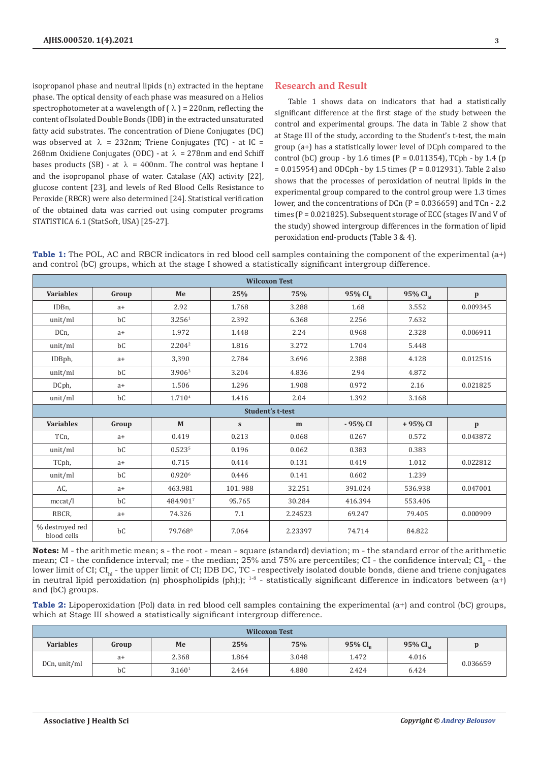isopropanol phase and neutral lipids (n) extracted in the heptane phase. The optical density of each phase was measured on a Helios spectrophotometer at a wavelength of ( $\lambda$ ) = 220nm, reflecting the content of Isolated Double Bonds (IDB) in the extracted unsaturated fatty acid substrates. The concentration of Diene Conjugates (DC) was observed at $\lambda$ = 232nm; Triene Conjugates (TC) - at IC = 268nm Oxidiene Conjugates (ODC) - at $\lambda$ = 278nm and end Schiff bases products (SB) - at $\lambda$ = 400nm. The control was heptane I and the isopropanol phase of water. Catalase (AK) activity [22], glucose content [23], and levels of Red Blood Cells Resistance to Peroxide (RBCR) were also determined [24]. Statistical verification of the obtained data was carried out using computer programs STATISTICA 6.1 (StatSoft, USA) [25-27].

## Research and Result

Table 1 shows data on indicators that had a statistically significant difference at the first stage of the study between the control and experimental groups. The data in Table 2 show that at Stage III of the study, according to the Student's t-test, the main group (a+) has a statistically lower level of DCph compared to the control (bC) group - by 1.6 times (P = 0.011354), TCph - by 1.4 (p = 0.015954) and ODCph - by 1.5 times (P = 0.012931). Table 2 also shows that the processes of peroxidation of neutral lipids in the experimental group compared to the control group were 1.3 times lower, and the concentrations of DCn (P = 0.036659) and TCn - 2.2 times (P = 0.021825). Subsequent storage of ECC (stages IV and V of the study) showed intergroup differences in the formation of lipid peroxidation end-products (Table 3 & 4).

**Table 1:** The POL, AC and RBCR indicators in red blood cell samples containing the component of the experimental (a+) and control (bC) groups, which at the stage I showed a statistically significant intergroup difference.

| Wilcoxon Test | | | | | | | |
|---|---|---|---|---|---|---|---|
| **Variables** | **Group** | **Me** | **25%** | **75%** | **95% $CI_{ll}$** | **95% $CI_{hl}$** | **p** |
| IDBn, | a+ | 2.92 | 1.768 | 3.288 | 1.68 | 3.552 | 0.009345 |
| unit/ml | bC | 3.256[1] | 2.392 | 6.368 | 2.256 | 7.632 | |
| DCn, | a+ | 1.972 | 1.448 | 2.24 | 0.968 | 2.328 | 0.006911 |
| unit/ml | bC | 2.204[2] | 1.816 | 3.272 | 1.704 | 5.448 | |
| IDBph, | a+ | 3,390 | 2.784 | 3.696 | 2.388 | 4.128 | 0.012516 |
| unit/ml | bC | 3.906[3] | 3.204 | 4.836 | 2.94 | 4.872 | |
| DCph, | a+ | 1.506 | 1.296 | 1.908 | 0.972 | 2.16 | 0.021825 |
| unit/ml | bC | 1.710[4] | 1.416 | 2.04 | 1.392 | 3.168 | |
| **Student's t-test** | | | | | | | |
| **Variables** | **Group** | **M** | **s** | **m** | **- 95% CI** | **+ 95% CI** | **p** |
| TCn, | a+ | 0.419 | 0.213 | 0.068 | 0.267 | 0.572 | 0.043872 |
| unit/ml | bC | 0.523[5] | 0.196 | 0.062 | 0.383 | 0.383 | |
| TCph, | a+ | 0.715 | 0.414 | 0.131 | 0.419 | 1.012 | 0.022812 |
| unit/ml | bC | 0.920[6] | 0.446 | 0.141 | 0.602 | 1.239 | |
| AC, | a+ | 463.981 | 101. 988 | 32.251 | 391.024 | 536.938 | 0.047001 |
| mccat/l | bC | 484.901[7] | 95.765 | 30.284 | 416.394 | 553.406 | |
| RBCR, | a+ | 74.326 | 7.1 | 2.24523 | 69.247 | 79.405 | 0.000909 |
| % destroyed red blood cells | bC | 79.768[8] | 7.064 | 2.23397 | 74.714 | 84.822 | |

**Notes:** M - the arithmetic mean; s - the root - mean - square (standard) deviation; m - the standard error of the arithmetic mean; CI - the confidence interval; me - the median; 25% and 75% are percentiles; CI - the confidence interval; $CI_{ll}$ - the lower limit of CI; $CI_{hl}$ - the upper limit of CI; IDB DC, TC - respectively isolated double bonds, diene and triene conjugates in neutral lipid peroxidation (n) phospholipids (ph);); [1-8] - statistically significant difference in indicators between (a+) and (bC) groups.

**Table 2:** Lipoperoxidation (Pol) data in red blood cell samples containing the experimental (a+) and control (bC) groups, which at Stage III showed a statistically significant intergroup difference.

| Wilcoxon Test | | | | | | | |
|---|---|---|---|---|---|---|---|
| **Variables** | **Group** | **Me** | **25%** | **75%** | **95% $CI_{ll}$** | **95% $CI_{hl}$** | **p** |
| DCn, unit/ml | a+ | 2.368 | 1.864 | 3.048 | 1.472 | 4.016 | 0.036659 |
| | bC | 3.160[1] | 2.464 | 4.880 | 2.424 | 6.424 | |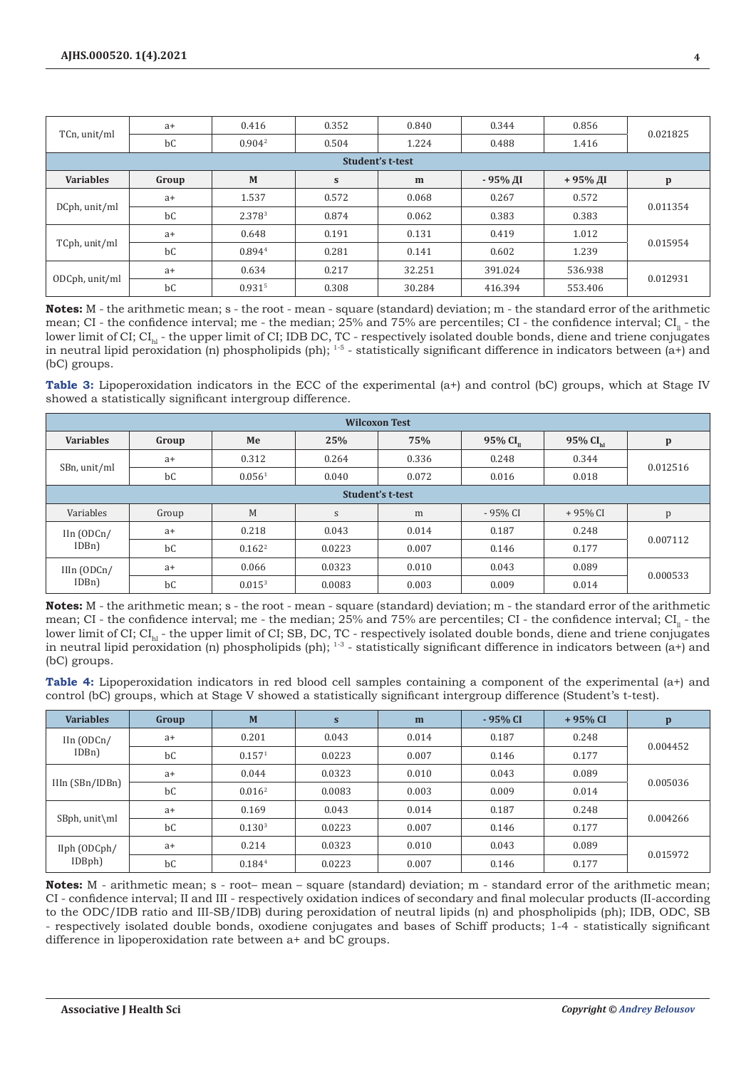| TCn, unit/ml | a+ | 0.416 | 0.352 | 0.840 | 0.344 | 0.856 | 0.021825 |
|---|---|---|---|---|---|---|---|
| | bC | 0.904[2] | 0.504 | 1.224 | 0.488 | 1.416 | |
| **Student's t-test** | | | | | | | |
| **Variables** | **Group** | **M** | **s** | **m** | **- 95% ДІ** | **+ 95% ДІ** | **p** |
| DCph, unit/ml | a+ | 1.537 | 0.572 | 0.068 | 0.267 | 0.572 | 0.011354 |
| | bC | 2.378[3] | 0.874 | 0.062 | 0.383 | 0.383 | |
| TCph, unit/ml | a+ | 0.648 | 0.191 | 0.131 | 0.419 | 1.012 | 0.015954 |
| | bC | 0.894[4] | 0.281 | 0.141 | 0.602 | 1.239 | |
| ODCph, unit/ml | a+ | 0.634 | 0.217 | 32.251 | 391.024 | 536.938 | 0.012931 |
| | bC | 0.931[5] | 0.308 | 30.284 | 416.394 | 553.406 | |

**Notes:** M - the arithmetic mean; s - the root - mean - square (standard) deviation; m - the standard error of the arithmetic mean; CI - the confidence interval; me - the median; 25% and 75% are percentiles; CI - the confidence interval; $CI_{ll}$ - the lower limit of CI; $CI_{hl}$ - the upper limit of CI; IDB DC, TC - respectively isolated double bonds, diene and triene conjugates in neutral lipid peroxidation (n) phospholipids (ph); [1-5] - statistically significant difference in indicators between (a+) and (bC) groups.

**Table 3:** Lipoperoxidation indicators in the ECC of the experimental (a+) and control (bC) groups, which at Stage IV showed a statistically significant intergroup difference.

| **Wilcoxon Test** | | | | | | | |
|---|---|---|---|---|---|---|---|
| **Variables** | **Group** | **Me** | **25%** | **75%** | **95% $CI_{ll}$** | **95% $CI_{hl}$** | **p** |
| SBn, unit/ml | a+ | 0.312 | 0.264 | 0.336 | 0.248 | 0.344 | 0.012516 |
| | bC | 0.056[1] | 0.040 | 0.072 | 0.016 | 0.018 | |
| **Student's t-test** | | | | | | | |
| Variables | Group | M | s | m | - 95% CI | + 95% CI | p |
| IIn (ODCn/ IDBn) | a+ | 0.218 | 0.043 | 0.014 | 0.187 | 0.248 | 0.007112 |
| | bC | 0.162[2] | 0.0223 | 0.007 | 0.146 | 0.177 | |
| IIIn (ODCn/ IDBn) | a+ | 0.066 | 0.0323 | 0.010 | 0.043 | 0.089 | 0.000533 |
| | bC | 0.015[3] | 0.0083 | 0.003 | 0.009 | 0.014 | |

**Notes:** M - the arithmetic mean; s - the root - mean - square (standard) deviation; m - the standard error of the arithmetic mean; CI - the confidence interval; me - the median; 25% and 75% are percentiles; CI - the confidence interval; $CI_{ll}$ - the lower limit of CI; $CI_{hl}$ - the upper limit of CI; SB, DC, TC - respectively isolated double bonds, diene and triene conjugates in neutral lipid peroxidation (n) phospholipids (ph); [1-3] - statistically significant difference in indicators between (a+) and (bC) groups.

**Table 4:** Lipoperoxidation indicators in red blood cell samples containing a component of the experimental (a+) and control (bC) groups, which at Stage V showed a statistically significant intergroup difference (Student's t-test).

| **Variables** | **Group** | **M** | **s** | **m** | **- 95% CI** | **+ 95% CI** | **p** |
|---|---|---|---|---|---|---|---|
| IIn (ODCn/ IDBn) | a+ | 0.201 | 0.043 | 0.014 | 0.187 | 0.248 | 0.004452 |
| | bC | 0.157[1] | 0.0223 | 0.007 | 0.146 | 0.177 | |
| IIIn (SBn/IDBn) | a+ | 0.044 | 0.0323 | 0.010 | 0.043 | 0.089 | 0.005036 |
| | bC | 0.016[2] | 0.0083 | 0.003 | 0.009 | 0.014 | |
| SBph, unit\ml | a+ | 0.169 | 0.043 | 0.014 | 0.187 | 0.248 | 0.004266 |
| | bC | 0.130[3] | 0.0223 | 0.007 | 0.146 | 0.177 | |
| IIph (ODCph/ IDBph) | a+ | 0.214 | 0.0323 | 0.010 | 0.043 | 0.089 | 0.015972 |
| | bC | 0.184[4] | 0.0223 | 0.007 | 0.146 | 0.177 | |

**Notes:** M - arithmetic mean; s - root– mean – square (standard) deviation; m - standard error of the arithmetic mean; CI - confidence interval; II and III - respectively oxidation indices of secondary and final molecular products (II-according to the ODC/IDB ratio and III-SB/IDB) during peroxidation of neutral lipids (n) and phospholipids (ph); IDB, ODC, SB - respectively isolated double bonds, oxodiene conjugates and bases of Schiff products; 1-4 - statistically significant difference in lipoperoxidation rate between a+ and bC groups.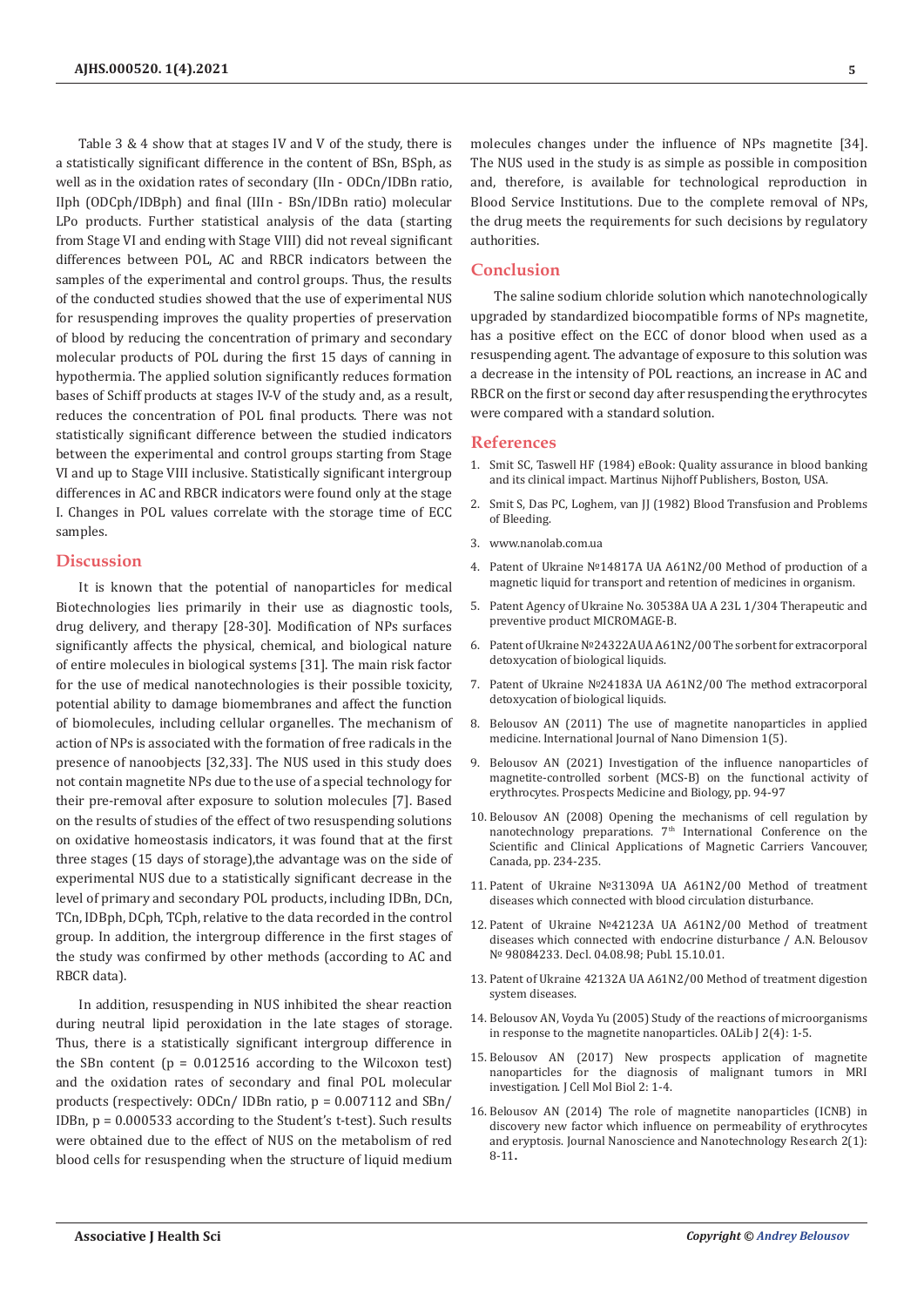Table 3 & 4 show that at stages IV and V of the study, there is a statistically significant difference in the content of BSn, BSph, as well as in the oxidation rates of secondary (IIn - ODCn/IDBn ratio, IIph (ODCph/IDBph) and final (IIIn - BSn/IDBn ratio) molecular LPo products. Further statistical analysis of the data (starting from Stage VI and ending with Stage VIII) did not reveal significant differences between POL, AC and RBCR indicators between the samples of the experimental and control groups. Thus, the results of the conducted studies showed that the use of experimental NUS for resuspending improves the quality properties of preservation of blood by reducing the concentration of primary and secondary molecular products of POL during the first 15 days of canning in hypothermia. The applied solution significantly reduces formation bases of Schiff products at stages IV-V of the study and, as a result, reduces the concentration of POL final products. There was not statistically significant difference between the studied indicators between the experimental and control groups starting from Stage VI and up to Stage VIII inclusive. Statistically significant intergroup differences in AC and RBCR indicators were found only at the stage I. Changes in POL values correlate with the storage time of ECC samples.

## Discussion

It is known that the potential of nanoparticles for medical Biotechnologies lies primarily in their use as diagnostic tools, drug delivery, and therapy [28-30]. Modification of NPs surfaces significantly affects the physical, chemical, and biological nature of entire molecules in biological systems [31]. The main risk factor for the use of medical nanotechnologies is their possible toxicity, potential ability to damage biomembranes and affect the function of biomolecules, including cellular organelles. The mechanism of action of NPs is associated with the formation of free radicals in the presence of nanoobjects [32,33]. The NUS used in this study does not contain magnetite NPs due to the use of a special technology for their pre-removal after exposure to solution molecules [7]. Based on the results of studies of the effect of two resuspending solutions on oxidative homeostasis indicators, it was found that at the first three stages (15 days of storage),the advantage was on the side of experimental NUS due to a statistically significant decrease in the level of primary and secondary POL products, including IDBn, DCn, TCn, IDBph, DCph, TCph, relative to the data recorded in the control group. In addition, the intergroup difference in the first stages of the study was confirmed by other methods (according to AC and RBCR data).

In addition, resuspending in NUS inhibited the shear reaction during neutral lipid peroxidation in the late stages of storage. Thus, there is a statistically significant intergroup difference in the SBn content ($p = 0.012516$ according to the Wilcoxon test) and the oxidation rates of secondary and final POL molecular products (respectively: ODCn/ IDBn ratio, $p = 0.007112$ and SBn/ IDBn, $p = 0.000533$ according to the Student's t-test). Such results were obtained due to the effect of NUS on the metabolism of red blood cells for resuspending when the structure of liquid medium molecules changes under the influence of NPs magnetite [34]. The NUS used in the study is as simple as possible in composition and, therefore, is available for technological reproduction in Blood Service Institutions. Due to the complete removal of NPs, the drug meets the requirements for such decisions by regulatory authorities.

## Conclusion

The saline sodium chloride solution which nanotechnologically upgraded by standardized biocompatible forms of NPs magnetite, has a positive effect on the ECC of donor blood when used as a resuspending agent. The advantage of exposure to this solution was a decrease in the intensity of POL reactions, an increase in AC and RBCR on the first or second day after resuspending the erythrocytes were compared with a standard solution.

## References

1. Smit SC, Taswell HF (1984) eBook: Quality assurance in blood banking and its clinical impact. Martinus Nijhoff Publishers, Boston, USA.
2. Smit S, Das PC, Loghem, van JJ (1982) Blood Transfusion and Problems of Bleeding.
3. www.nanolab.com.ua
4. Patent of Ukraine №14817A UA A61N2/00 Method of production of a magnetic liquid for transport and retention of medicines in organism.
5. Patent Agency of Ukraine No. 30538A UA A 23L 1/304 Therapeutic and preventive product MICROMAGE-B.
6. Patent of Ukraine №24322A UA A61N2/00 The sorbent for extracorporal detoxycation of biological liquids.
7. Patent of Ukraine №24183A UA A61N2/00 The method extracorporal detoxycation of biological liquids.
8. Belousov AN (2011) The use of magnetite nanoparticles in applied medicine. International Journal of Nano Dimension 1(5).
9. Belousov AN (2021) Investigation of the influence nanoparticles of magnetite-controlled sorbent (MCS-B) on the functional activity of erythrocytes. Prospects Medicine and Biology, pp. 94-97
10. Belousov AN (2008) Opening the mechanisms of cell regulation by nanotechnology preparations. 7th International Conference on the Scientific and Clinical Applications of Magnetic Carriers Vancouver, Canada, pp. 234-235.
11. Patent of Ukraine №31309A UA A61N2/00 Method of treatment diseases which connected with blood circulation disturbance.
12. Patent of Ukraine №42123A UA A61N2/00 Method of treatment diseases which connected with endocrine disturbance / A.N. Belousov № 98084233. Decl. 04.08.98; Publ. 15.10.01.
13. Patent of Ukraine 42132A UA A61N2/00 Method of treatment digestion system diseases.
14. Belousov AN, Voyda Yu (2005) Study of the reactions of microorganisms in response to the magnetite nanoparticles. OALib J 2(4): 1-5.
15. Belousov AN (2017) New prospects application of magnetite nanoparticles for the diagnosis of malignant tumors in MRI investigation. J Cell Mol Biol 2: 1-4.
16. Belousov AN (2014) The role of magnetite nanoparticles (ICNB) in discovery new factor which influence on permeability of erythrocytes and eryptosis. Journal Nanoscience and Nanotechnology Research 2(1): 8-11.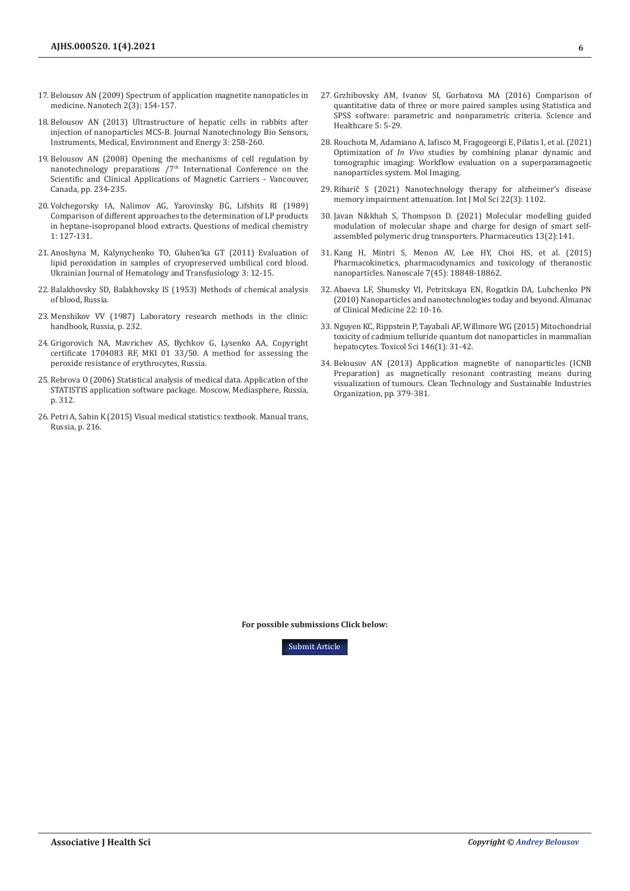17. Belousov AN (2009) Spectrum of application magnetite nanopaticles in medicine. Nanotech 2(3): 154-157.
18. Belousov AN (2013) Ultrastructure of hepatic cells in rabbits after injection of nanoparticles MCS-B. Journal Nanotechnology Bio Sensors, Instruments, Medical, Environment and Energy 3: 258-260.
19. Belousov AN (2008) Opening the mechanisms of cell regulation by nanotechnology preparations /7th International Conference on the Scientific and Clinical Applications of Magnetic Carriers - Vancouver, Canada, pp. 234-235.
20. Volchegorsky IA, Nalimov AG, Yarovinsky BG, Lifshits RI (1989) Comparison of different approaches to the determination of LP products in heptane-isopropanol blood extracts. Questions of medical chemistry 1: 127-131.
21. Anoshyna M, Kalynychenko TO, Gluhen'ka GT (2011) Evaluation of lipid peroxidation in samples of cryopreserved umbilical cord blood. Ukrainian Journal of Hematology and Transfusiology 3: 12-15.
22. Balakhovsky SD, Balakhovsky IS (1953) Methods of chemical analysis of blood, Russia.
23. Menshikov VV (1987) Laboratory research methods in the clinic: handbook, Russia, p. 232.
24. Grigorovich NA, Mavrichev AS, Bychkov G, Lysenko AA, Copyright certificate 1704083 RF, MKI 01 33/50. A method for assessing the peroxide resistance of erythrocytes, Russia.
25. Rebrova O (2006) Statistical analysis of medical data. Application of the STATISTIS application software package. Moscow, Mediasphere, Russia, p. 312.
26. Petri A, Sabin K (2015) Visual medical statistics: textbook. Manual trans, Russia, p. 216.
27. Grzhibovsky AM, Ivanov SI, Gorbatova MA (2016) Comparison of quantitative data of three or more paired samples using Statistica and SPSS software: parametric and nonparametric criteria. Science and Healthcare 5: 5-29.
28. Rouchota M, Adamiano A, Iafisco M, Fragogeorgi E, Pilatis I, et al. (2021) Optimization of *In Vivo* studies by combining planar dynamic and tomographic imaging: Workflow evaluation on a superparamagnetic nanoparticles system. Mol Imaging.
29. Ribarič S (2021) Nanotechnology therapy for alzheimer's disease memory impairment attenuation. Int J Mol Sci 22(3): 1102.
30. Javan Nikkhah S, Thompson D. (2021) Molecular modelling guided modulation of molecular shape and charge for design of smart self-assembled polymeric drug transporters. Pharmaceutics 13(2):141.
31. Kang H, Mintri S, Menon AV, Lee HY, Choi HS, et al. (2015) Pharmacokinetics, pharmacodynamics and toxicology of theranostic nanoparticles. Nanoscale 7(45): 18848-18862.
32. Abaeva LF, Shumsky VI, Petritskaya EN, Rogatkin DA, Lubchenko PN (2010) Nanoparticles and nanotechnologies today and beyond. Almanac of Clinical Medicine 22: 10-16.
33. Nguyen KC, Rippstein P, Tayabali AF, Willmore WG (2015) Mitochondrial toxicity of cadmium telluride quantum dot nanoparticles in mammalian hepatocytes. Toxicol Sci 146(1): 31-42.
34. Belousov AN (2013) Application magnetite of nanoparticles (ICNB Preparation) as magnetically resonant contrasting means during visualization of tumours. Clean Technology and Sustainable Industries Organization, pp. 379-381.

**For possible submissions Click below:**

Submit Article